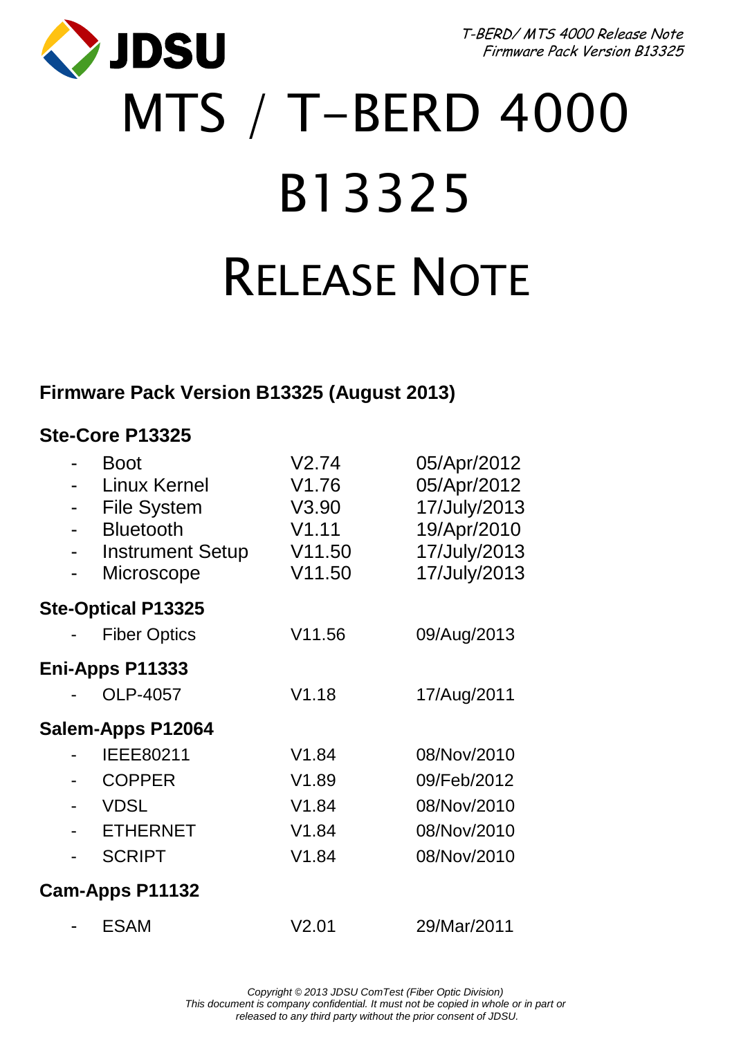# MTS / T-BERD 4000

# B13325

# Release Note

## Firmware Pack Version B13325 (August 2013)

### Ste-Core P13325

| | | |
|---|---|---|
| - Boot | V2.74 | 05/Apr/2012 |
| - Linux Kernel | V1.76 | 05/Apr/2012 |
| - File System | V3.90 | 17/July/2013 |
| - Bluetooth | V1.11 | 19/Apr/2010 |
| - Instrument Setup | V11.50 | 17/July/2013 |
| - Microscope | V11.50 | 17/July/2013 |

### Ste-Optical P13325

| | | |
|---|---|---|
| - Fiber Optics | V11.56 | 09/Aug/2013 |

### Eni-Apps P11333

| | | |
|---|---|---|
| - OLP-4057 | V1.18 | 17/Aug/2011 |

### Salem-Apps P12064

| | | |
|---|---|---|
| - IEEE80211 | V1.84 | 08/Nov/2010 |
| - COPPER | V1.89 | 09/Feb/2012 |
| - VDSL | V1.84 | 08/Nov/2010 |
| - ETHERNET | V1.84 | 08/Nov/2010 |
| - SCRIPT | V1.84 | 08/Nov/2010 |

### Cam-Apps P11132

| | | |
|---|---|---|
| - ESAM | V2.01 | 29/Mar/2011 |

*Copyright © 2013 JDSU ComTest (Fiber Optic Division)*
*This document is company confidential. It must not be copied in whole or in part or released to any third party without the prior consent of JDSU.*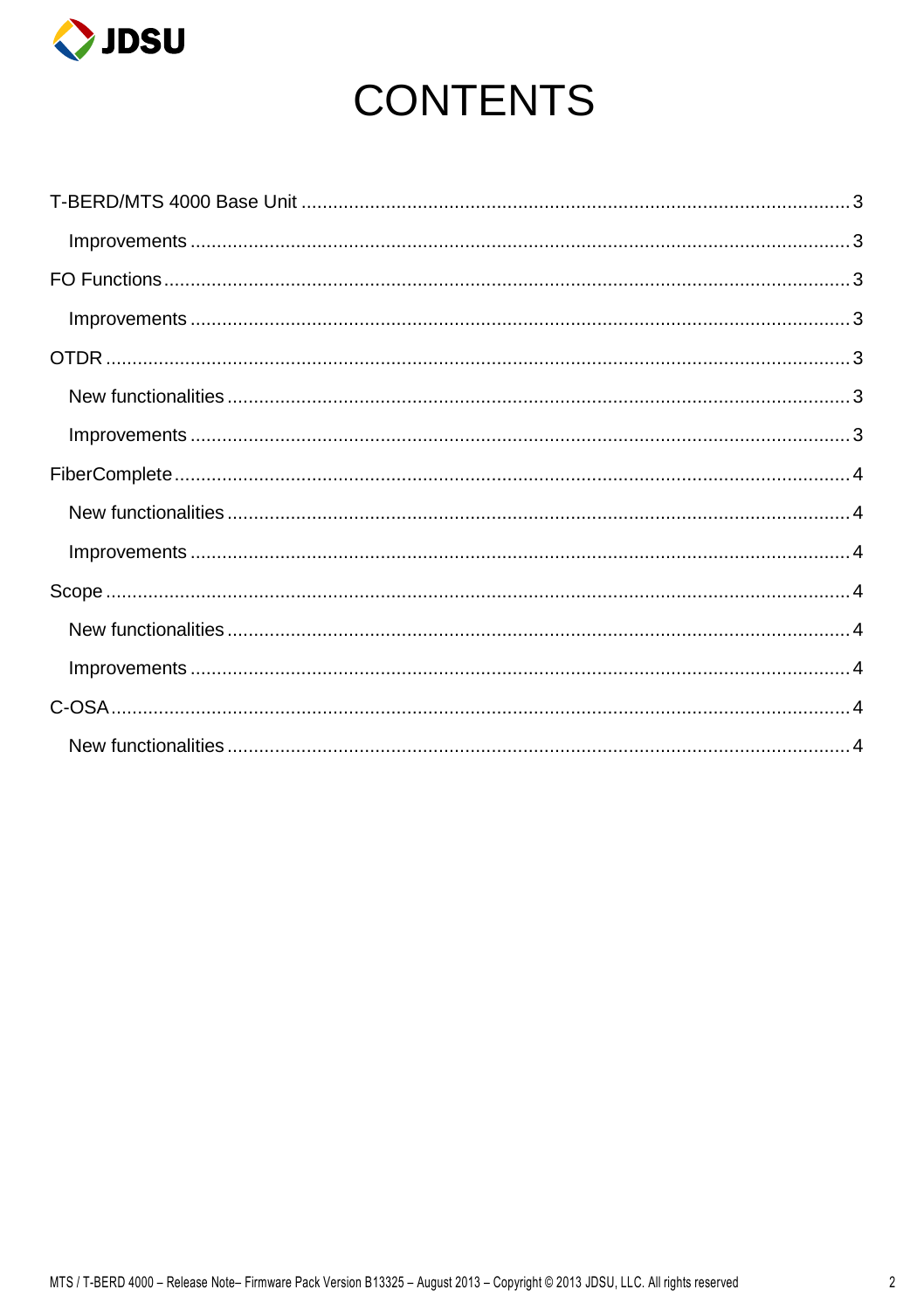# CONTENTS

T-BERD/MTS 4000 Base Unit ........................................................................................................ 3

- Improvements ................................................................................................................. 3

FO Functions ............................................................................................................................ 3

- Improvements ................................................................................................................. 3

OTDR ....................................................................................................................................... 3

- New functionalities ......................................................................................................... 3
- Improvements ................................................................................................................. 3

FiberComplete ........................................................................................................................... 4

- New functionalities ......................................................................................................... 4
- Improvements ................................................................................................................. 4

Scope ........................................................................................................................................ 4

- New functionalities ......................................................................................................... 4
- Improvements ................................................................................................................. 4

C-OSA ....................................................................................................................................... 4

- New functionalities ......................................................................................................... 4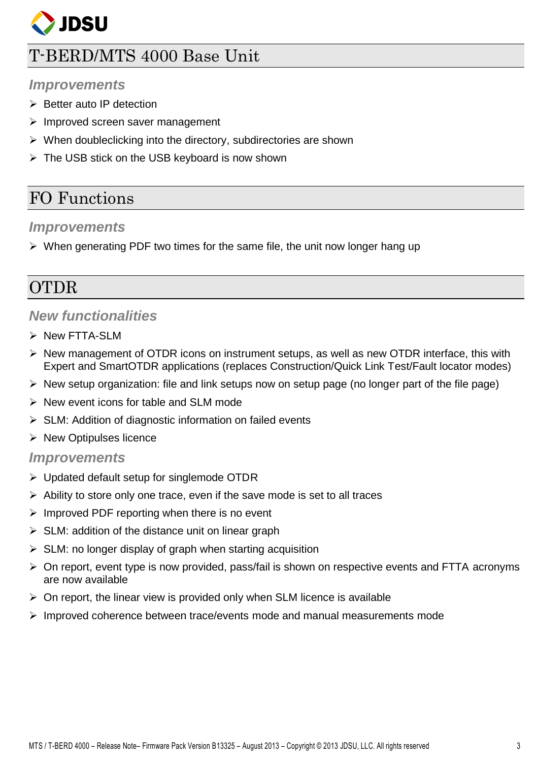## T-BERD/MTS 4000 Base Unit

### *Improvements*

- Better auto IP detection
- Improved screen saver management
- When doubleclicking into the directory, subdirectories are shown
- The USB stick on the USB keyboard is now shown

## FO Functions

### *Improvements*

- When generating PDF two times for the same file, the unit now longer hang up

## OTDR

### *New functionalities*

- New FTTA-SLM
- New management of OTDR icons on instrument setups, as well as new OTDR interface, this with Expert and SmartOTDR applications (replaces Construction/Quick Link Test/Fault locator modes)
- New setup organization: file and link setups now on setup page (no longer part of the file page)
- New event icons for table and SLM mode
- SLM: Addition of diagnostic information on failed events
- New Optipulses licence

### *Improvements*

- Updated default setup for singlemode OTDR
- Ability to store only one trace, even if the save mode is set to all traces
- Improved PDF reporting when there is no event
- SLM: addition of the distance unit on linear graph
- SLM: no longer display of graph when starting acquisition
- On report, event type is now provided, pass/fail is shown on respective events and FTTA acronyms are now available
- On report, the linear view is provided only when SLM licence is available
- Improved coherence between trace/events mode and manual measurements mode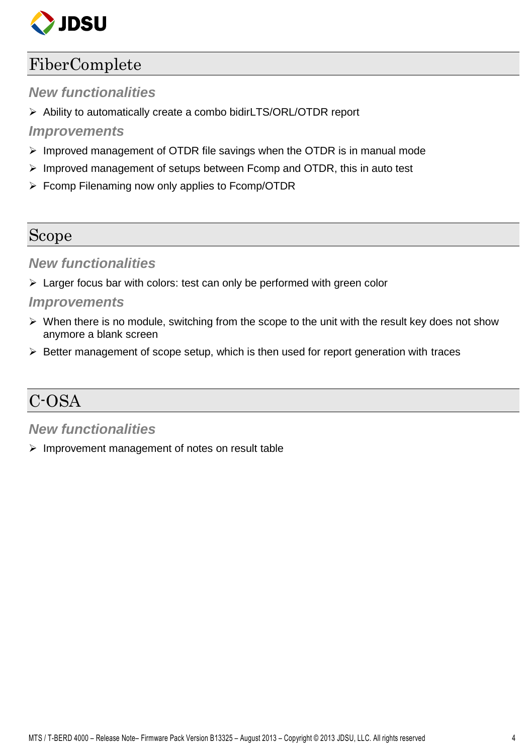## FiberComplete

### *New functionalities*

- Ability to automatically create a combo bidirLTS/ORL/OTDR report

### *Improvements*

- Improved management of OTDR file savings when the OTDR is in manual mode
- Improved management of setups between Fcomp and OTDR, this in auto test
- Fcomp Filenaming now only applies to Fcomp/OTDR

## Scope

### *New functionalities*

- Larger focus bar with colors: test can only be performed with green color

### *Improvements*

- When there is no module, switching from the scope to the unit with the result key does not show anymore a blank screen
- Better management of scope setup, which is then used for report generation with traces

## C-OSA

### *New functionalities*

- Improvement management of notes on result table